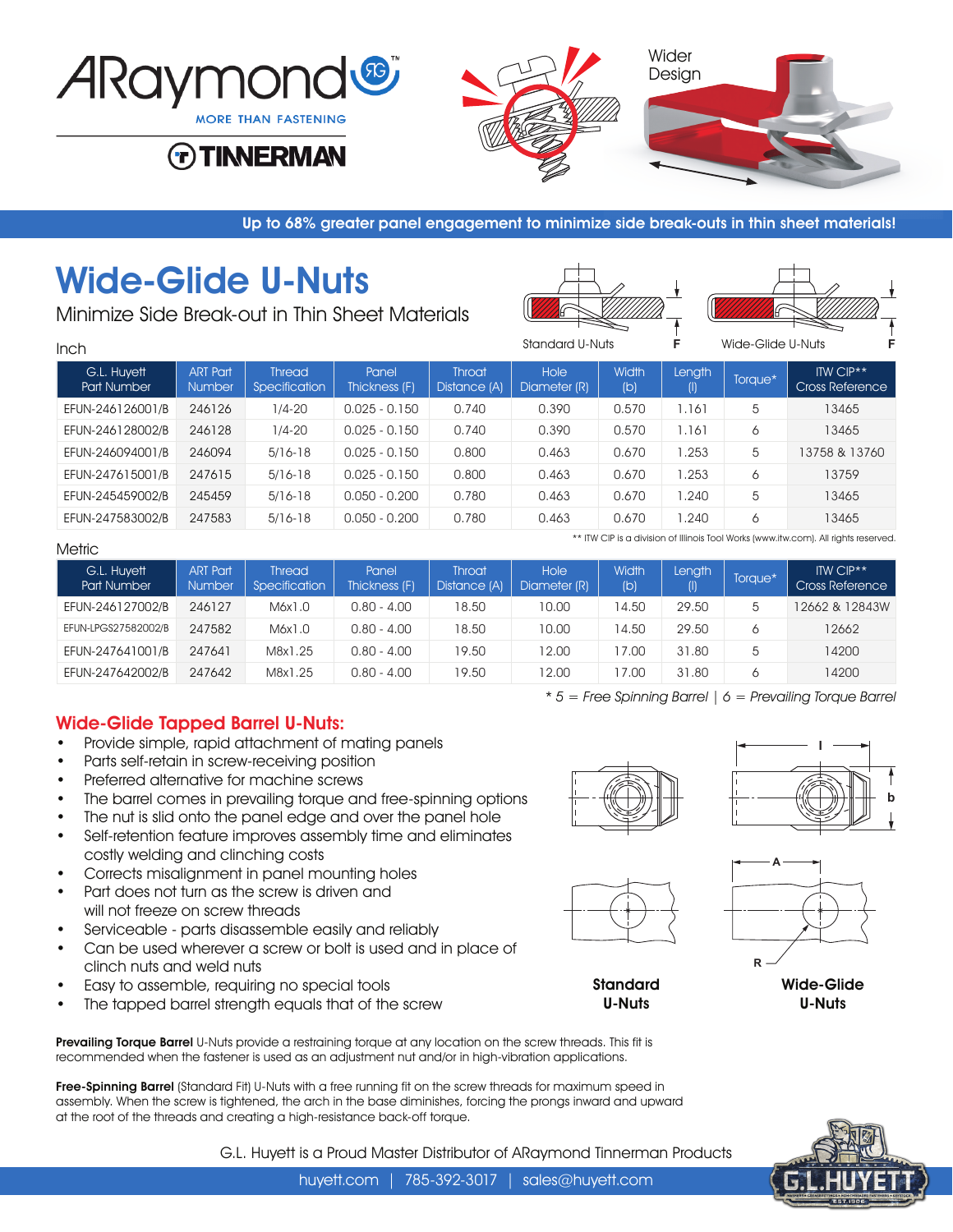ARaymond
MORE THAN FASTENING

TINNERMAN

Wider Design

**Up to 68% greater panel engagement to minimize side break-outs in thin sheet materials!**

# Wide-Glide U-Nuts

## Minimize Side Break-out in Thin Sheet Materials

Standard U-Nuts F

Wide-Glide U-Nuts F

Inch

| G.L. Huyett Part Number | ART Part Number | Thread Specification | Panel Thickness (F) | Throat Distance (A) | Hole Diameter (R) | Width (b) | Length (l) | Torque* | ITW CIP** Cross Reference |
|---|---|---|---|---|---|---|---|---|---|
| EFUN-246126001/B | 246126 | 1/4-20 | 0.025 - 0.150 | 0.740 | 0.390 | 0.570 | 1.161 | 5 | 13465 |
| EFUN-246128002/B | 246128 | 1/4-20 | 0.025 - 0.150 | 0.740 | 0.390 | 0.570 | 1.161 | 6 | 13465 |
| EFUN-246094001/B | 246094 | 5/16-18 | 0.025 - 0.150 | 0.800 | 0.463 | 0.670 | 1.253 | 5 | 13758 & 13760 |
| EFUN-247615001/B | 247615 | 5/16-18 | 0.025 - 0.150 | 0.800 | 0.463 | 0.670 | 1.253 | 6 | 13759 |
| EFUN-245459002/B | 245459 | 5/16-18 | 0.050 - 0.200 | 0.780 | 0.463 | 0.670 | 1.240 | 5 | 13465 |
| EFUN-247583002/B | 247583 | 5/16-18 | 0.050 - 0.200 | 0.780 | 0.463 | 0.670 | 1.240 | 6 | 13465 |

** ITW CIP is a division of Illinois Tool Works (www.itw.com). All rights reserved.

Metric

| G.L. Huyett Part Number | ART Part Number | Thread Specification | Panel Thickness (F) | Throat Distance (A) | Hole Diameter (R) | Width (b) | Length (l) | Torque* | ITW CIP** Cross Reference |
|---|---|---|---|---|---|---|---|---|---|
| EFUN-246127002/B | 246127 | M6x1.0 | 0.80 - 4.00 | 18.50 | 10.00 | 14.50 | 29.50 | 5 | 12662 & 12843W |
| EFUN-LPGS27582002/B | 247582 | M6x1.0 | 0.80 - 4.00 | 18.50 | 10.00 | 14.50 | 29.50 | 6 | 12662 |
| EFUN-247641001/B | 247641 | M8x1.25 | 0.80 - 4.00 | 19.50 | 12.00 | 17.00 | 31.80 | 5 | 14200 |
| EFUN-247642002/B | 247642 | M8x1.25 | 0.80 - 4.00 | 19.50 | 12.00 | 17.00 | 31.80 | 6 | 14200 |

*\* 5 = Free Spinning Barrel | 6 = Prevailing Torque Barrel*

## Wide-Glide Tapped Barrel U-Nuts:

- Provide simple, rapid attachment of mating panels
- Parts self-retain in screw-receiving position
- Preferred alternative for machine screws
- The barrel comes in prevailing torque and free-spinning options
- The nut is slid onto the panel edge and over the panel hole
- Self-retention feature improves assembly time and eliminates costly welding and clinching costs
- Corrects misalignment in panel mounting holes
- Part does not turn as the screw is driven and will not freeze on screw threads
- Serviceable - parts disassemble easily and reliably
- Can be used wherever a screw or bolt is used and in place of clinch nuts and weld nuts
- Easy to assemble, requiring no special tools
- The tapped barrel strength equals that of the screw

l b A R

**Standard U-Nuts**

**Wide-Glide U-Nuts**

**Prevailing Torque Barrel** U-Nuts provide a restraining torque at any location on the screw threads. This fit is recommended when the fastener is used as an adjustment nut and/or in high-vibration applications.

**Free-Spinning Barrel** (Standard Fit) U-Nuts with a free running fit on the screw threads for maximum speed in assembly. When the screw is tightened, the arch in the base diminishes, forcing the prongs inward and upward at the root of the threads and creating a high-resistance back-off torque.

G.L. Huyett is a Proud Master Distributor of ARaymond Tinnerman Products

huyett.com | 785-392-3017 | sales@huyett.com

G.L.HUYETT EST.1906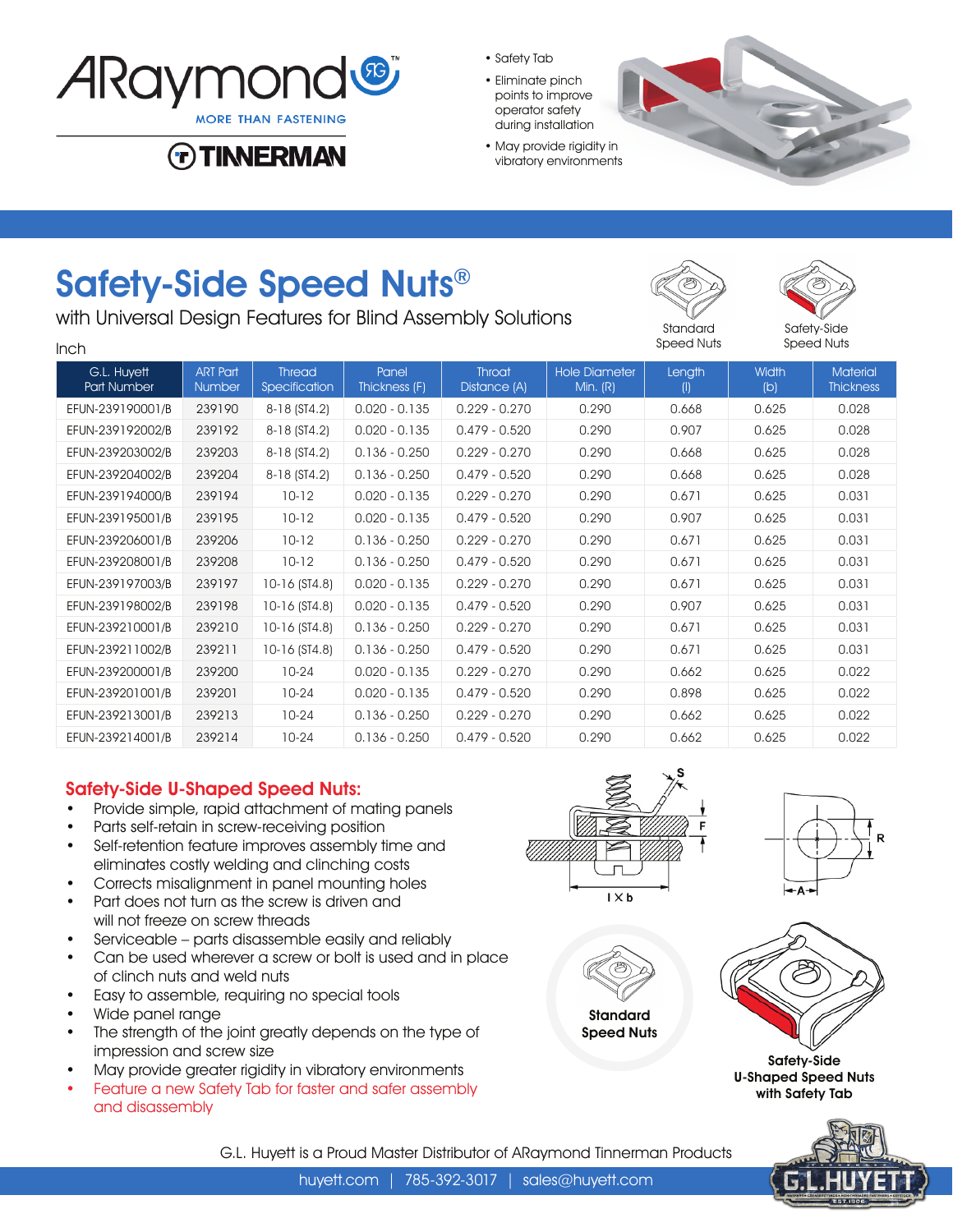ARaymond™

MORE THAN FASTENING

TINNERMAN

- Safety Tab
- Eliminate pinch points to improve operator safety during installation
- May provide rigidity in vibratory environments

# Safety-Side Speed Nuts®

with Universal Design Features for Blind Assembly Solutions

Standard Speed Nuts

Safety-Side Speed Nuts

Inch

| G.L. Huyett Part Number | ART Part Number | Thread Specification | Panel Thickness (F) | Throat Distance (A) | Hole Diameter Min. (R) | Length (l) | Width (b) | Material Thickness |
|---|---|---|---|---|---|---|---|---|
| EFUN-239190001/B | 239190 | 8-18 (ST4.2) | 0.020 - 0.135 | 0.229 - 0.270 | 0.290 | 0.668 | 0.625 | 0.028 |
| EFUN-239192002/B | 239192 | 8-18 (ST4.2) | 0.020 - 0.135 | 0.479 - 0.520 | 0.290 | 0.907 | 0.625 | 0.028 |
| EFUN-239203002/B | 239203 | 8-18 (ST4.2) | 0.136 - 0.250 | 0.229 - 0.270 | 0.290 | 0.668 | 0.625 | 0.028 |
| EFUN-239204002/B | 239204 | 8-18 (ST4.2) | 0.136 - 0.250 | 0.479 - 0.520 | 0.290 | 0.668 | 0.625 | 0.028 |
| EFUN-239194000/B | 239194 | 10-12 | 0.020 - 0.135 | 0.229 - 0.270 | 0.290 | 0.671 | 0.625 | 0.031 |
| EFUN-239195001/B | 239195 | 10-12 | 0.020 - 0.135 | 0.479 - 0.520 | 0.290 | 0.907 | 0.625 | 0.031 |
| EFUN-239206001/B | 239206 | 10-12 | 0.136 - 0.250 | 0.229 - 0.270 | 0.290 | 0.671 | 0.625 | 0.031 |
| EFUN-239208001/B | 239208 | 10-12 | 0.136 - 0.250 | 0.479 - 0.520 | 0.290 | 0.671 | 0.625 | 0.031 |
| EFUN-239197003/B | 239197 | 10-16 (ST4.8) | 0.020 - 0.135 | 0.229 - 0.270 | 0.290 | 0.671 | 0.625 | 0.031 |
| EFUN-239198002/B | 239198 | 10-16 (ST4.8) | 0.020 - 0.135 | 0.479 - 0.520 | 0.290 | 0.907 | 0.625 | 0.031 |
| EFUN-239210001/B | 239210 | 10-16 (ST4.8) | 0.136 - 0.250 | 0.229 - 0.270 | 0.290 | 0.671 | 0.625 | 0.031 |
| EFUN-239211002/B | 239211 | 10-16 (ST4.8) | 0.136 - 0.250 | 0.479 - 0.520 | 0.290 | 0.671 | 0.625 | 0.031 |
| EFUN-239200001/B | 239200 | 10-24 | 0.020 - 0.135 | 0.229 - 0.270 | 0.290 | 0.662 | 0.625 | 0.022 |
| EFUN-239201001/B | 239201 | 10-24 | 0.020 - 0.135 | 0.479 - 0.520 | 0.290 | 0.898 | 0.625 | 0.022 |
| EFUN-239213001/B | 239213 | 10-24 | 0.136 - 0.250 | 0.229 - 0.270 | 0.290 | 0.662 | 0.625 | 0.022 |
| EFUN-239214001/B | 239214 | 10-24 | 0.136 - 0.250 | 0.479 - 0.520 | 0.290 | 0.662 | 0.625 | 0.022 |

## Safety-Side U-Shaped Speed Nuts:

- Provide simple, rapid attachment of mating panels
- Parts self-retain in screw-receiving position
- Self-retention feature improves assembly time and eliminates costly welding and clinching costs
- Corrects misalignment in panel mounting holes
- Part does not turn as the screw is driven and will not freeze on screw threads
- Serviceable – parts disassemble easily and reliably
- Can be used wherever a screw or bolt is used and in place of clinch nuts and weld nuts
- Easy to assemble, requiring no special tools
- Wide panel range
- The strength of the joint greatly depends on the type of impression and screw size
- May provide greater rigidity in vibratory environments
- Feature a new Safety Tab for faster and safer assembly and disassembly

S

F

l X b

R

A

**Standard Speed Nuts**

**Safety-Side U-Shaped Speed Nuts with Safety Tab**

G.L. Huyett is a Proud Master Distributor of ARaymond Tinnerman Products

huyett.com | 785-392-3017 | sales@huyett.com